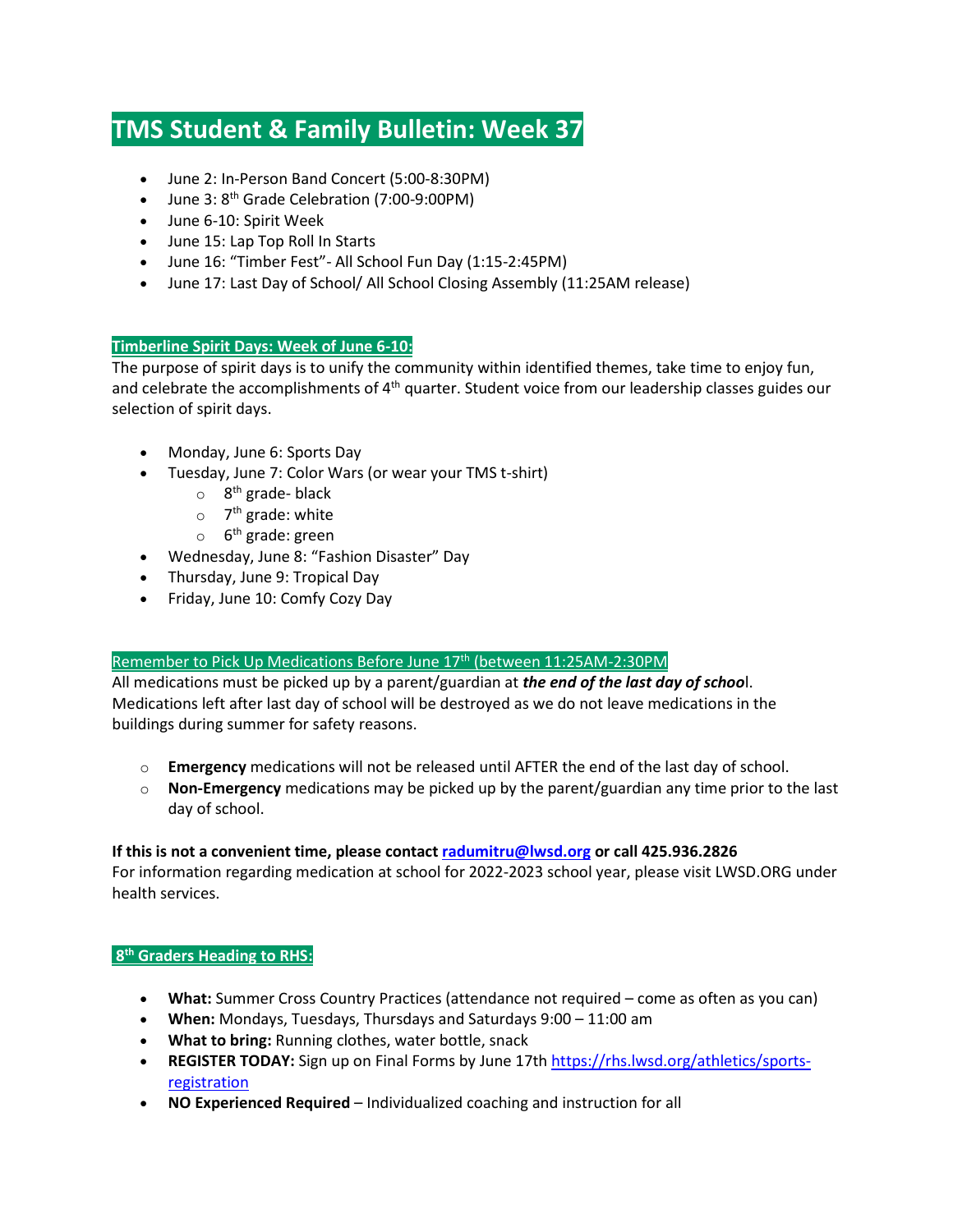# TMS Student & Family Bulletin: Week 37

- June 2: In-Person Band Concert (5:00-8:30PM)
- June 3: 8th Grade Celebration (7:00-9:00PM)
- June 6-10: Spirit Week
- June 15: Lap Top Roll In Starts
- June 16: "Timber Fest"- All School Fun Day (1:15-2:45PM)
- June 17: Last Day of School/ All School Closing Assembly (11:25AM release)

## Timberline Spirit Days: Week of June 6-10:

The purpose of spirit days is to unify the community within identified themes, take time to enjoy fun, and celebrate the accomplishments of 4th quarter. Student voice from our leadership classes guides our selection of spirit days.

- Monday, June 6: Sports Day
- Tuesday, June 7: Color Wars (or wear your TMS t-shirt)
  - 8th grade- black
  - 7th grade: white
  - 6th grade: green
- Wednesday, June 8: "Fashion Disaster" Day
- Thursday, June 9: Tropical Day
- Friday, June 10: Comfy Cozy Day

## Remember to Pick Up Medications Before June 17th (between 11:25AM-2:30PM

All medications must be picked up by a parent/guardian at ***the end of the last day of school***. Medications left after last day of school will be destroyed as we do not leave medications in the buildings during summer for safety reasons.

- **Emergency** medications will not be released until AFTER the end of the last day of school.
- **Non-Emergency** medications may be picked up by the parent/guardian any time prior to the last day of school.

**If this is not a convenient time, please contact radumitru@lwsd.org or call 425.936.2826**
For information regarding medication at school for 2022-2023 school year, please visit LWSD.ORG under health services.

## 8th Graders Heading to RHS:

- **What:** Summer Cross Country Practices (attendance not required – come as often as you can)
- **When:** Mondays, Tuesdays, Thursdays and Saturdays 9:00 – 11:00 am
- **What to bring:** Running clothes, water bottle, snack
- **REGISTER TODAY:** Sign up on Final Forms by June 17th https://rhs.lwsd.org/athletics/sports-registration
- **NO Experienced Required** – Individualized coaching and instruction for all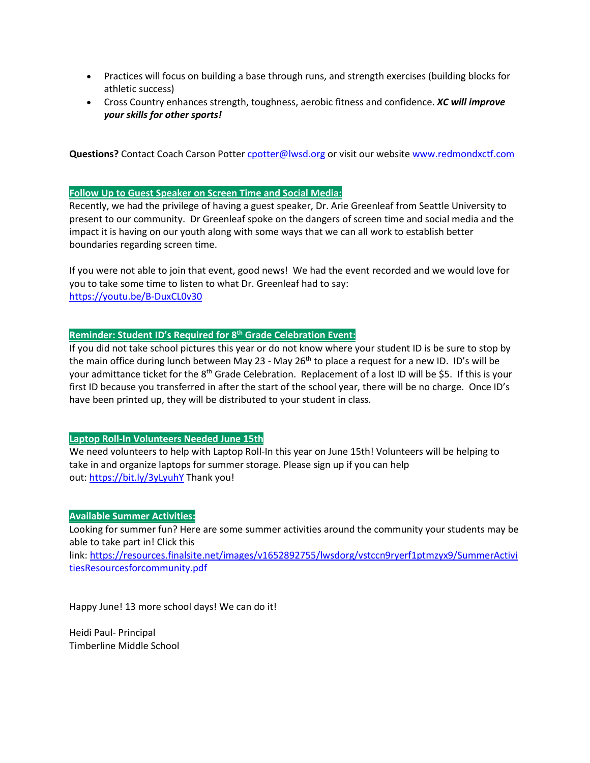- Practices will focus on building a base through runs, and strength exercises (building blocks for athletic success)
- Cross Country enhances strength, toughness, aerobic fitness and confidence. ***XC will improve your skills for other sports!***

**Questions?** Contact Coach Carson Potter cpotter@lwsd.org or visit our website www.redmondxctf.com

**Follow Up to Guest Speaker on Screen Time and Social Media:**

Recently, we had the privilege of having a guest speaker, Dr. Arie Greenleaf from Seattle University to present to our community. Dr Greenleaf spoke on the dangers of screen time and social media and the impact it is having on our youth along with some ways that we can all work to establish better boundaries regarding screen time.

If you were not able to join that event, good news! We had the event recorded and we would love for you to take some time to listen to what Dr. Greenleaf had to say: https://youtu.be/B-DuxCL0v30

**Reminder: Student ID's Required for 8th Grade Celebration Event:**

If you did not take school pictures this year or do not know where your student ID is be sure to stop by the main office during lunch between May 23 - May 26th to place a request for a new ID. ID's will be your admittance ticket for the 8th Grade Celebration. Replacement of a lost ID will be $5. If this is your first ID because you transferred in after the start of the school year, there will be no charge. Once ID's have been printed up, they will be distributed to your student in class.

**Laptop Roll-In Volunteers Needed June 15th**

We need volunteers to help with Laptop Roll-In this year on June 15th! Volunteers will be helping to take in and organize laptops for summer storage. Please sign up if you can help out: https://bit.ly/3yLyuhY Thank you!

**Available Summer Activities:**

Looking for summer fun? Here are some summer activities around the community your students may be able to take part in! Click this link: https://resources.finalsite.net/images/v1652892755/lwsdorg/vstccn9ryerf1ptmzyx9/SummerActivitiesResourcesforcommunity.pdf

Happy June! 13 more school days! We can do it!

Heidi Paul- Principal
Timberline Middle School